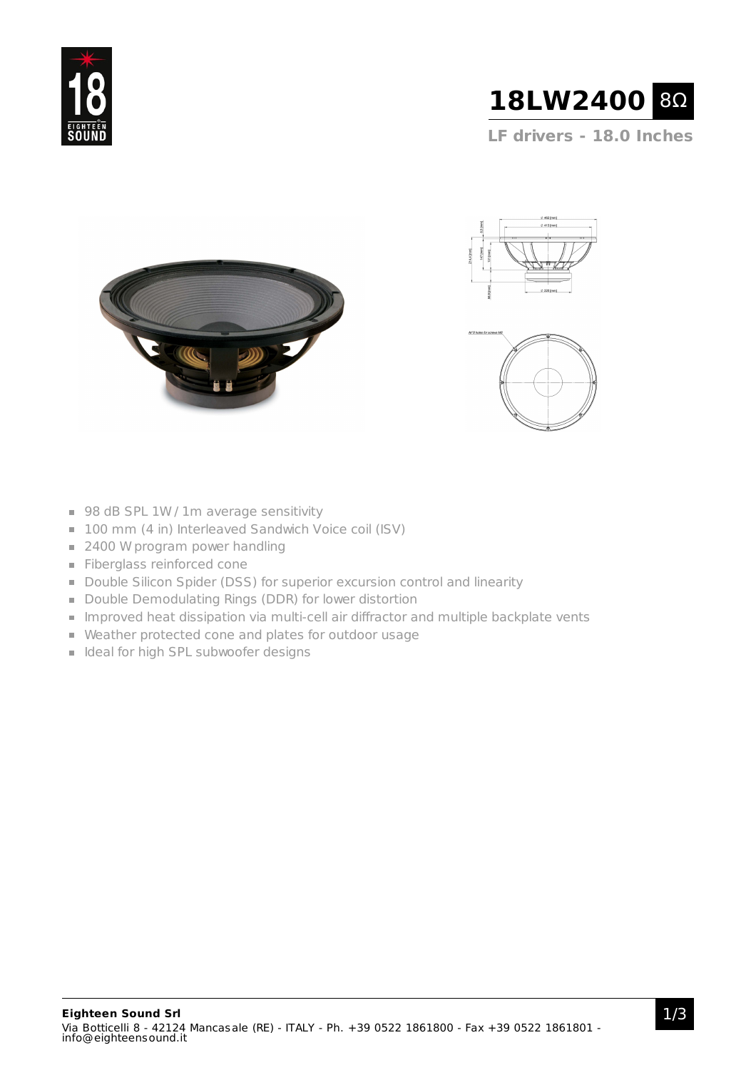# 18LW2400 8Ω

**LF drivers - 18.0 Inches**

- 98 dB SPL 1W / 1m average sensitivity
- 100 mm (4 in) Interleaved Sandwich Voice coil (ISV)
- 2400 W program power handling
- Fiberglass reinforced cone
- Double Silicon Spider (DSS) for superior excursion control and linearity
- Double Demodulating Rings (DDR) for lower distortion
- Improved heat dissipation via multi-cell air diffractor and multiple backplate vents
- Weather protected cone and plates for outdoor usage
- Ideal for high SPL subwoofer designs

**Eighteen Sound Srl**
Via Botticelli 8 - 42124 Mancasale (RE) - ITALY - Ph. +39 0522 1861800 - Fax +39 0522 1861801 - info@eighteensound.it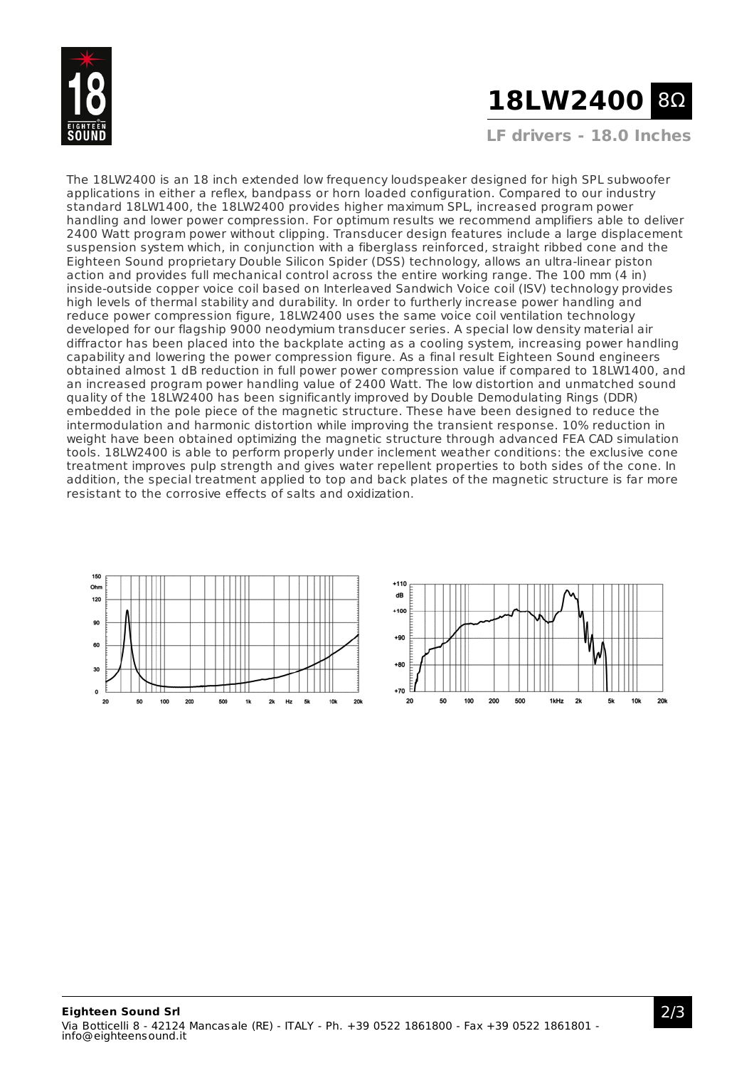# 18LW2400 8Ω

**LF drivers - 18.0 Inches**

The 18LW2400 is an 18 inch extended low frequency loudspeaker designed for high SPL subwoofer applications in either a reflex, bandpass or horn loaded configuration. Compared to our industry standard 18LW1400, the 18LW2400 provides higher maximum SPL, increased program power handling and lower power compression. For optimum results we recommend amplifiers able to deliver 2400 Watt program power without clipping. Transducer design features include a large displacement suspension system which, in conjunction with a fiberglass reinforced, straight ribbed cone and the Eighteen Sound proprietary Double Silicon Spider (DSS) technology, allows an ultra-linear piston action and provides full mechanical control across the entire working range. The 100 mm (4 in) inside-outside copper voice coil based on Interleaved Sandwich Voice coil (ISV) technology provides high levels of thermal stability and durability. In order to furtherly increase power handling and reduce power compression figure, 18LW2400 uses the same voice coil ventilation technology developed for our flagship 9000 neodymium transducer series. A special low density material air diffractor has been placed into the backplate acting as a cooling system, increasing power handling capability and lowering the power compression figure. As a final result Eighteen Sound engineers obtained almost 1 dB reduction in full power power compression value if compared to 18LW1400, and an increased program power handling value of 2400 Watt. The low distortion and unmatched sound quality of the 18LW2400 has been significantly improved by Double Demodulating Rings (DDR) embedded in the pole piece of the magnetic structure. These have been designed to reduce the intermodulation and harmonic distortion while improving the transient response. 10% reduction in weight have been obtained optimizing the magnetic structure through advanced FEA CAD simulation tools. 18LW2400 is able to perform properly under inclement weather conditions: the exclusive cone treatment improves pulp strength and gives water repellent properties to both sides of the cone. In addition, the special treatment applied to top and back plates of the magnetic structure is far more resistant to the corrosive effects of salts and oxidization.

**Eighteen Sound Srl**
Via Botticelli 8 - 42124 Mancasale (RE) - ITALY - Ph. +39 0522 1861800 - Fax +39 0522 1861801 - info@eighteensound.it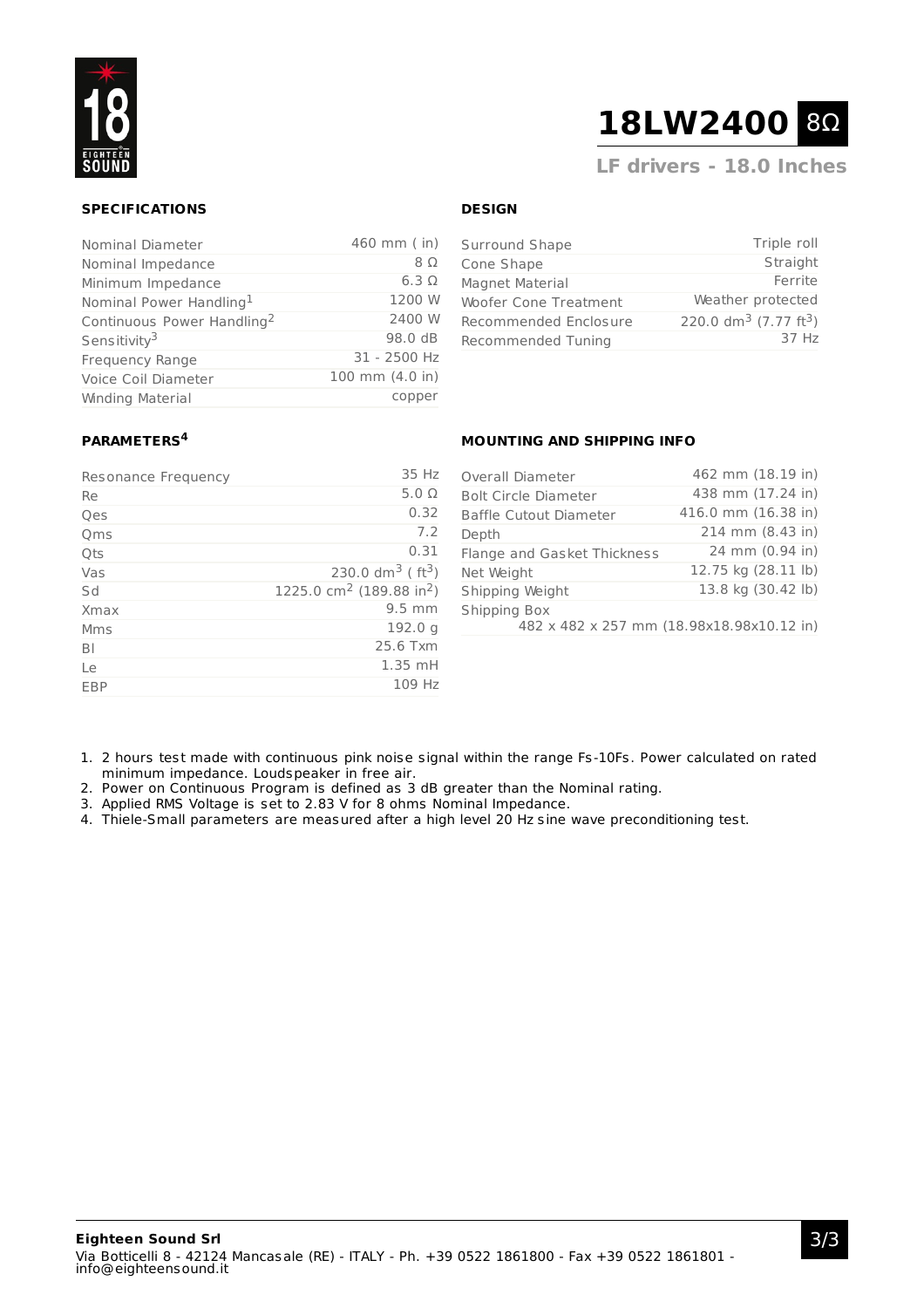# 18LW2400 8Ω

## LF drivers - 18.0 Inches

### SPECIFICATIONS

| | |
|---|---|
| Nominal Diameter | 460 mm ( in) |
| Nominal Impedance | 8 Ω |
| Minimum Impedance | 6.3 Ω |
| Nominal Power Handling[1] | 1200 W |
| Continuous Power Handling[2] | 2400 W |
| Sensitivity[3] | 98.0 dB |
| Frequency Range | 31 - 2500 Hz |
| Voice Coil Diameter | 100 mm (4.0 in) |
| Winding Material | copper |

### DESIGN

| | |
|---|---|
| Surround Shape | Triple roll |
| Cone Shape | Straight |
| Magnet Material | Ferrite |
| Woofer Cone Treatment | Weather protected |
| Recommended Enclosure | 220.0 $dm^3$ (7.77 $ft^3$) |
| Recommended Tuning | 37 Hz |

### PARAMETERS[4]

| | |
|---|---|
| Resonance Frequency | 35 Hz |
| Re | 5.0 Ω |
| Qes | 0.32 |
| Qms | 7.2 |
| Qts | 0.31 |
| Vas | 230.0 $dm^3$ ( $ft^3$) |
| Sd | 1225.0 $cm^2$ (189.88 $in^2$) |
| Xmax | 9.5 mm |
| Mms | 192.0 g |
| Bl | 25.6 Txm |
| Le | 1.35 mH |
| EBP | 109 Hz |

### MOUNTING AND SHIPPING INFO

| | |
|---|---|
| Overall Diameter | 462 mm (18.19 in) |
| Bolt Circle Diameter | 438 mm (17.24 in) |
| Baffle Cutout Diameter | 416.0 mm (16.38 in) |
| Depth | 214 mm (8.43 in) |
| Flange and Gasket Thickness | 24 mm (0.94 in) |
| Net Weight | 12.75 kg (28.11 lb) |
| Shipping Weight | 13.8 kg (30.42 lb) |
| Shipping Box | 482 x 482 x 257 mm (18.98x18.98x10.12 in) |

1. 2 hours test made with continuous pink noise signal within the range Fs-10Fs. Power calculated on rated minimum impedance. Loudspeaker in free air.
2. Power on Continuous Program is defined as 3 dB greater than the Nominal rating.
3. Applied RMS Voltage is set to 2.83 V for 8 ohms Nominal Impedance.
4. Thiele-Small parameters are measured after a high level 20 Hz sine wave preconditioning test.

**Eighteen Sound Srl**
Via Botticelli 8 - 42124 Mancasale (RE) - ITALY - Ph. +39 0522 1861800 - Fax +39 0522 1861801 - info@eighteensound.it